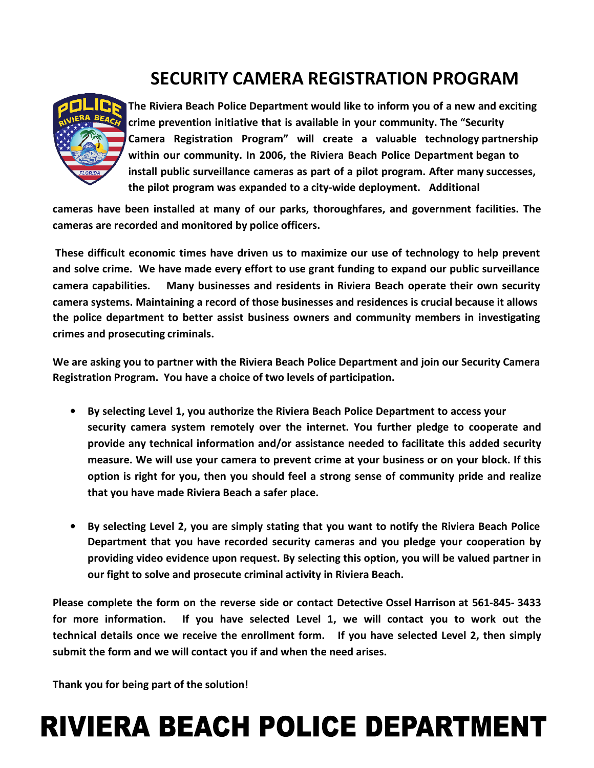# SECURITY CAMERA REGISTRATION PROGRAM

**The Riviera Beach Police Department would like to inform you of a new and exciting crime prevention initiative that is available in your community. The "Security Camera Registration Program" will create a valuable technology partnership within our community. In 2006, the Riviera Beach Police Department began to install public surveillance cameras as part of a pilot program. After many successes, the pilot program was expanded to a city-wide deployment. Additional cameras have been installed at many of our parks, thoroughfares, and government facilities. The cameras are recorded and monitored by police officers.**

**These difficult economic times have driven us to maximize our use of technology to help prevent and solve crime. We have made every effort to use grant funding to expand our public surveillance camera capabilities. Many businesses and residents in Riviera Beach operate their own security camera systems. Maintaining a record of those businesses and residences is crucial because it allows the police department to better assist business owners and community members in investigating crimes and prosecuting criminals.**

**We are asking you to partner with the Riviera Beach Police Department and join our Security Camera Registration Program. You have a choice of two levels of participation.**

- **By selecting Level 1, you authorize the Riviera Beach Police Department to access your security camera system remotely over the internet. You further pledge to cooperate and provide any technical information and/or assistance needed to facilitate this added security measure. We will use your camera to prevent crime at your business or on your block. If this option is right for you, then you should feel a strong sense of community pride and realize that you have made Riviera Beach a safer place.**

- **By selecting Level 2, you are simply stating that you want to notify the Riviera Beach Police Department that you have recorded security cameras and you pledge your cooperation by providing video evidence upon request. By selecting this option, you will be valued partner in our fight to solve and prosecute criminal activity in Riviera Beach.**

**Please complete the form on the reverse side or contact Detective Ossel Harrison at 561-845- 3433 for more information. If you have selected Level 1, we will contact you to work out the technical details once we receive the enrollment form. If you have selected Level 2, then simply submit the form and we will contact you if and when the need arises.**

**Thank you for being part of the solution!**

# RIVIERA BEACH POLICE DEPARTMENT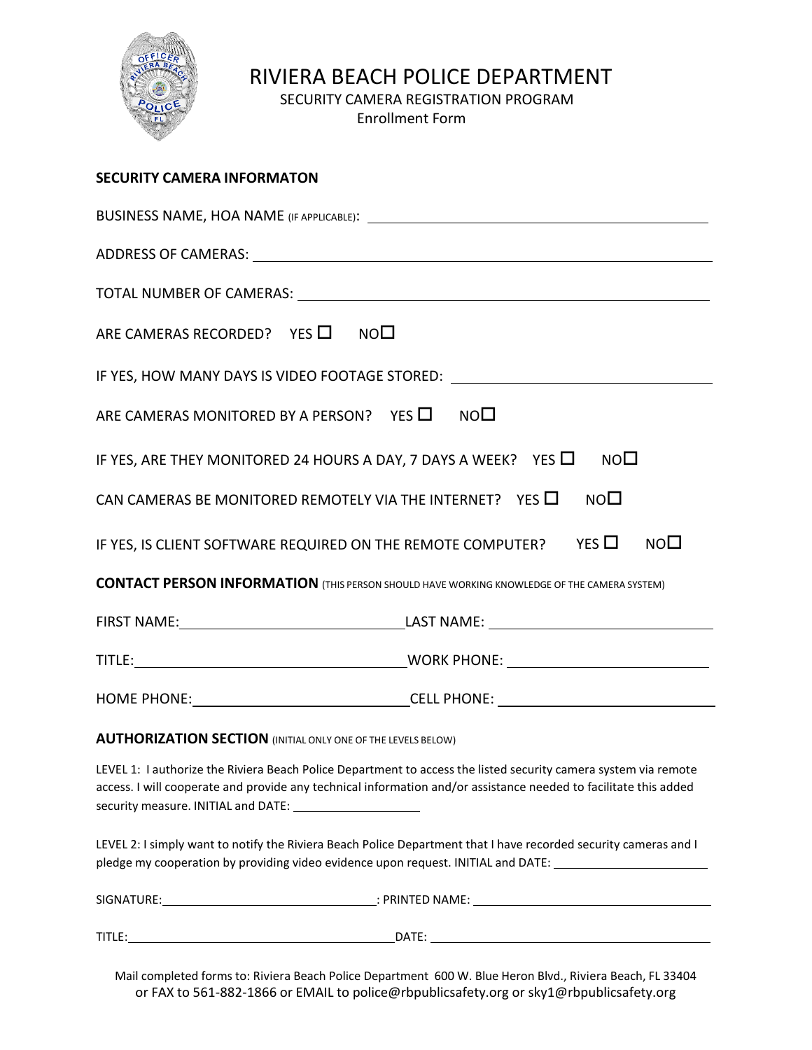# RIVIERA BEACH POLICE DEPARTMENT

SECURITY CAMERA REGISTRATION PROGRAM

Enrollment Form

**SECURITY CAMERA INFORMATON**

BUSINESS NAME, HOA NAME (IF APPLICABLE): ______________________________

ADDRESS OF CAMERAS: ______________________________

TOTAL NUMBER OF CAMERAS: ______________________________

ARE CAMERAS RECORDED? YES ☐ NO☐

IF YES, HOW MANY DAYS IS VIDEO FOOTAGE STORED: ______________________________

ARE CAMERAS MONITORED BY A PERSON? YES ☐ NO☐

IF YES, ARE THEY MONITORED 24 HOURS A DAY, 7 DAYS A WEEK? YES ☐ NO☐

CAN CAMERAS BE MONITORED REMOTELY VIA THE INTERNET? YES ☐ NO☐

IF YES, IS CLIENT SOFTWARE REQUIRED ON THE REMOTE COMPUTER? YES ☐ NO☐

**CONTACT PERSON INFORMATION** (THIS PERSON SHOULD HAVE WORKING KNOWLEDGE OF THE CAMERA SYSTEM)

FIRST NAME: ______________________ LAST NAME: ______________________

TITLE: ______________________ WORK PHONE: ______________________

HOME PHONE: ______________________ CELL PHONE: ______________________

**AUTHORIZATION SECTION** (INITIAL ONLY ONE OF THE LEVELS BELOW)

LEVEL 1: I authorize the Riviera Beach Police Department to access the listed security camera system via remote access. I will cooperate and provide any technical information and/or assistance needed to facilitate this added security measure. INITIAL and DATE: ______________

LEVEL 2: I simply want to notify the Riviera Beach Police Department that I have recorded security cameras and I pledge my cooperation by providing video evidence upon request. INITIAL and DATE: ______________

SIGNATURE: ______________________ : PRINTED NAME: ______________________

TITLE: ______________________ DATE: ______________________

Mail completed forms to: Riviera Beach Police Department 600 W. Blue Heron Blvd., Riviera Beach, FL 33404 or FAX to 561-882-1866 or EMAIL to police@rbpublicsafety.org or sky1@rbpublicsafety.org